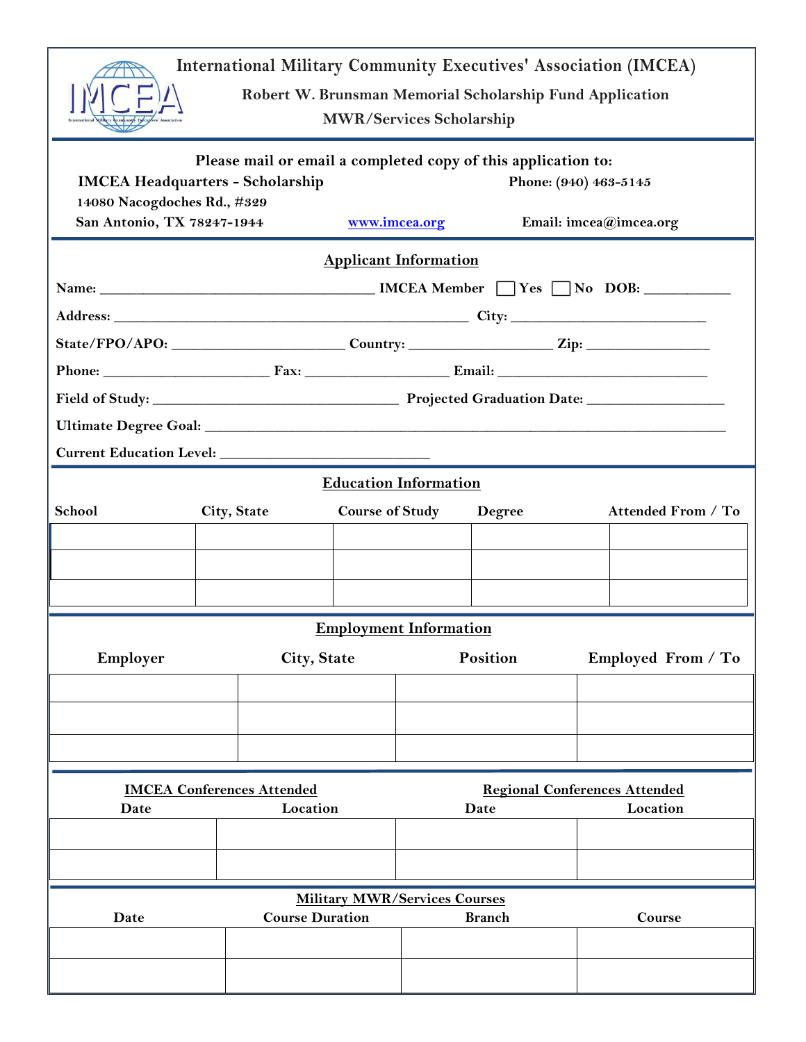# International Military Community Executives' Association (IMCEA)

**Robert W. Brunsman Memorial Scholarship Fund Application**

**MWR/Services Scholarship**

**Please mail or email a completed copy of this application to:**

**IMCEA Headquarters - Scholarship**
**14080 Nacogdoches Rd., #329**
**San Antonio, TX 78247-1944**

**Phone: (940) 463-5145**

www.imcea.org

**Email: imcea@imcea.org**

## Applicant Information

**Name:** ______________________________ **IMCEA Member** ☐ **Yes** ☐ **No** **DOB:** __________

**Address:** ________________________________________ **City:** ______________________

**State/FPO/APO:** ____________________ **Country:** ________________ **Zip:** ______________

**Phone:** __________________ **Fax:** ________________ **Email:** ________________________

**Field of Study:** ___________________________ **Projected Graduation Date:** _______________

**Ultimate Degree Goal:** ______________________________________________________________

**Current Education Level:** _______________________

## Education Information

| School | City, State | Course of Study | Degree | Attended From / To |
|---|---|---|---|---|
| | | | | |
| | | | | |
| | | | | |

## Employment Information

| Employer | City, State | Position | Employed From / To |
|---|---|---|---|
| | | | |
| | | | |
| | | | |

| IMCEA Conferences Attended | | Regional Conferences Attended | |
|---|---|---|---|
| Date | Location | Date | Location |
| | | | |
| | | | |

## Military MWR/Services Courses

| Date | Course Duration | Branch | Course |
|---|---|---|---|
| | | | |
| | | | |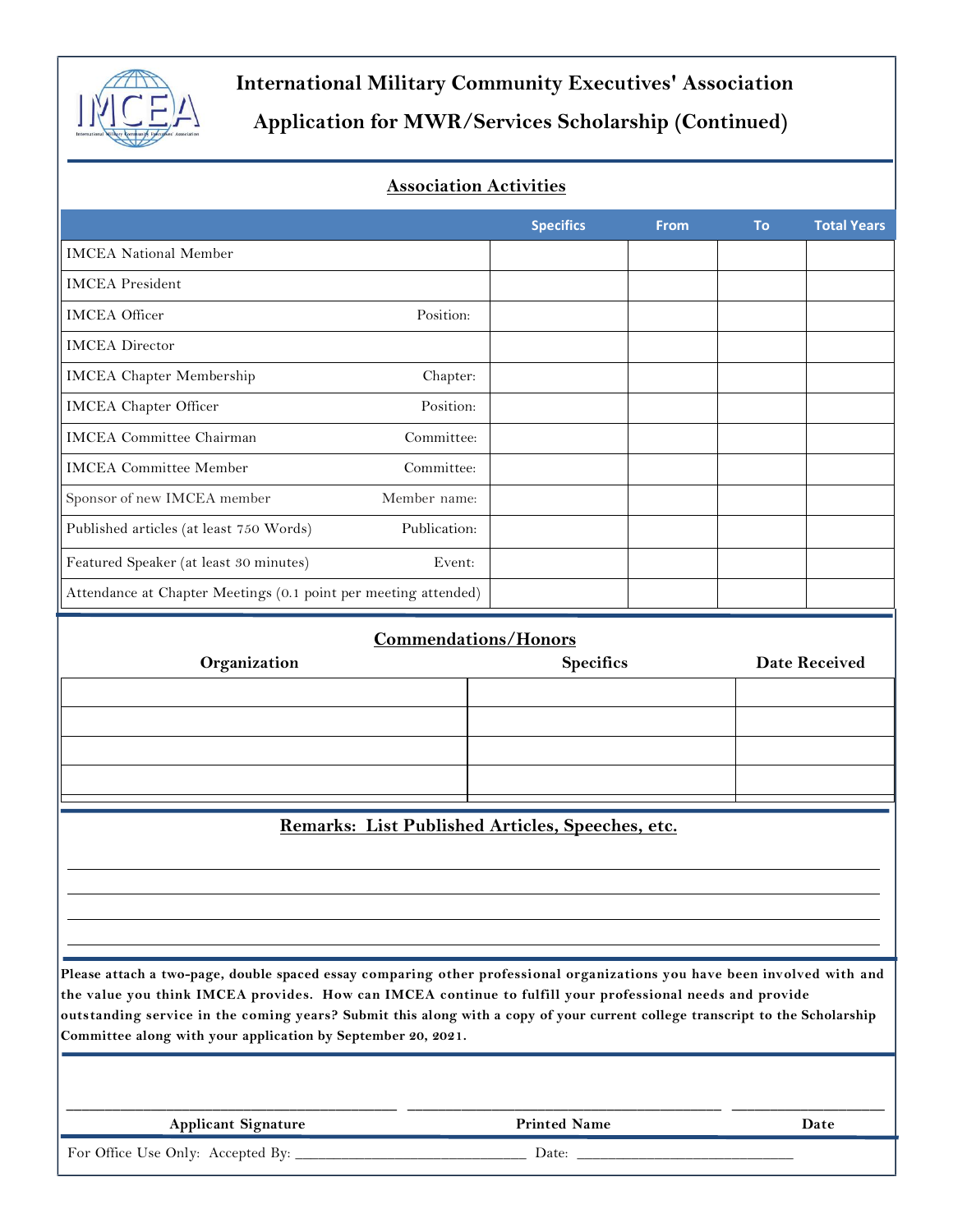# International Military Community Executives' Association

## Application for MWR/Services Scholarship (Continued)

### Association Activities

| | | Specifics | From | To | Total Years |
|---|---|---|---|---|---|
| IMCEA National Member | | | | | |
| IMCEA President | | | | | |
| IMCEA Officer | Position: | | | | |
| IMCEA Director | | | | | |
| IMCEA Chapter Membership | Chapter: | | | | |
| IMCEA Chapter Officer | Position: | | | | |
| IMCEA Committee Chairman | Committee: | | | | |
| IMCEA Committee Member | Committee: | | | | |
| Sponsor of new IMCEA member | Member name: | | | | |
| Published articles (at least 750 Words) | Publication: | | | | |
| Featured Speaker (at least 30 minutes) | Event: | | | | |
| Attendance at Chapter Meetings (0.1 point per meeting attended) | | | | | |

### Commendations/Honors

| Organization | Specifics | Date Received |
|---|---|---|
| | | |
| | | |
| | | |
| | | |

### Remarks: List Published Articles, Speeches, etc.

_______________________________________________________________________________

_______________________________________________________________________________

_______________________________________________________________________________

_______________________________________________________________________________

**Please attach a two-page, double spaced essay comparing other professional organizations you have been involved with and the value you think IMCEA provides. How can IMCEA continue to fulfill your professional needs and provide outstanding service in the coming years? Submit this along with a copy of your current college transcript to the Scholarship Committee along with your application by September 20, 2021.**

______________________________ ______________________________ ______________

**Applicant Signature** **Printed Name** **Date**

For Office Use Only: Accepted By: ______________________________ Date: ____________________________